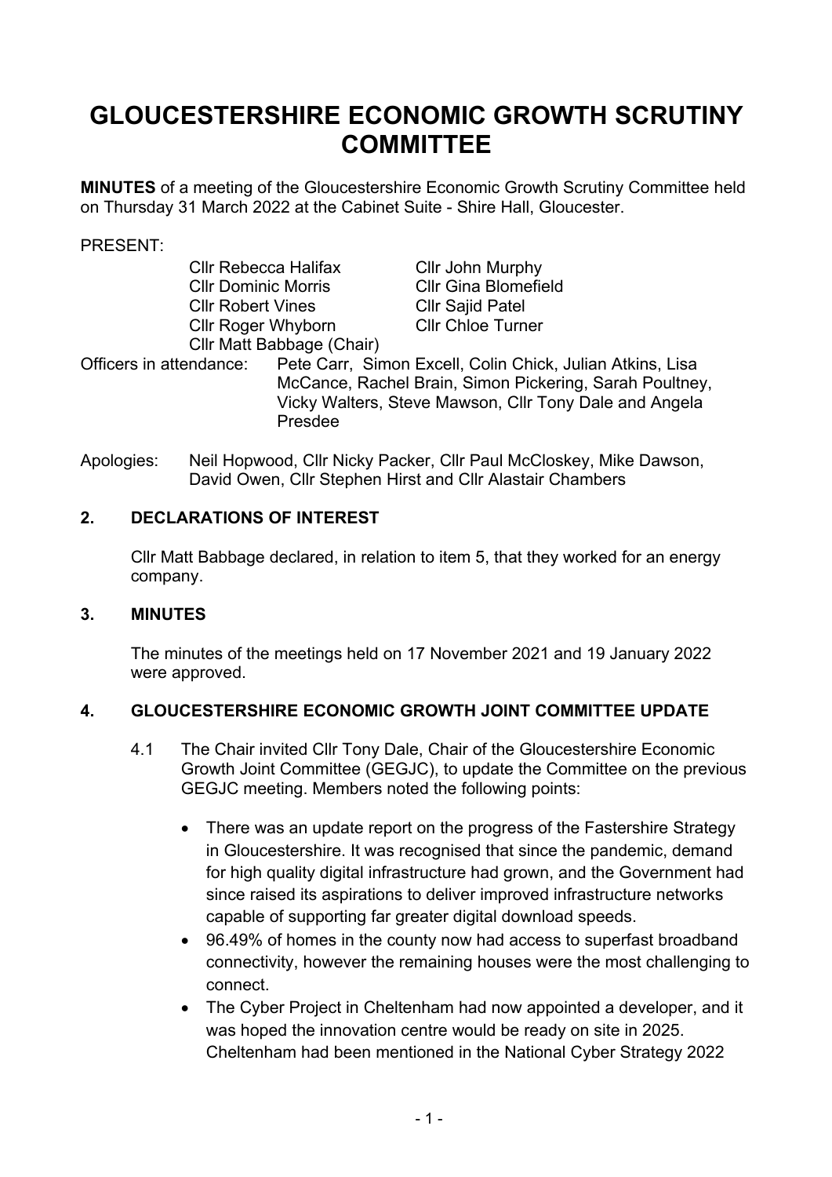# GLOUCESTERSHIRE ECONOMIC GROWTH SCRUTINY COMMITTEE

**MINUTES** of a meeting of the Gloucestershire Economic Growth Scrutiny Committee held on Thursday 31 March 2022 at the Cabinet Suite - Shire Hall, Gloucester.

PRESENT:

| | |
|---|---|
| Cllr Rebecca Halifax | Cllr John Murphy |
| Cllr Dominic Morris | Cllr Gina Blomefield |
| Cllr Robert Vines | Cllr Sajid Patel |
| Cllr Roger Whyborn | Cllr Chloe Turner |
| Cllr Matt Babbage (Chair) | |

Officers in attendance: Pete Carr, Simon Excell, Colin Chick, Julian Atkins, Lisa McCance, Rachel Brain, Simon Pickering, Sarah Poultney, Vicky Walters, Steve Mawson, Cllr Tony Dale and Angela Presdee

Apologies: Neil Hopwood, Cllr Nicky Packer, Cllr Paul McCloskey, Mike Dawson, David Owen, Cllr Stephen Hirst and Cllr Alastair Chambers

## 2. DECLARATIONS OF INTEREST

Cllr Matt Babbage declared, in relation to item 5, that they worked for an energy company.

## 3. MINUTES

The minutes of the meetings held on 17 November 2021 and 19 January 2022 were approved.

## 4. GLOUCESTERSHIRE ECONOMIC GROWTH JOINT COMMITTEE UPDATE

4.1 The Chair invited Cllr Tony Dale, Chair of the Gloucestershire Economic Growth Joint Committee (GEGJC), to update the Committee on the previous GEGJC meeting. Members noted the following points:

- There was an update report on the progress of the Fastershire Strategy in Gloucestershire. It was recognised that since the pandemic, demand for high quality digital infrastructure had grown, and the Government had since raised its aspirations to deliver improved infrastructure networks capable of supporting far greater digital download speeds.
- 96.49% of homes in the county now had access to superfast broadband connectivity, however the remaining houses were the most challenging to connect.
- The Cyber Project in Cheltenham had now appointed a developer, and it was hoped the innovation centre would be ready on site in 2025. Cheltenham had been mentioned in the National Cyber Strategy 2022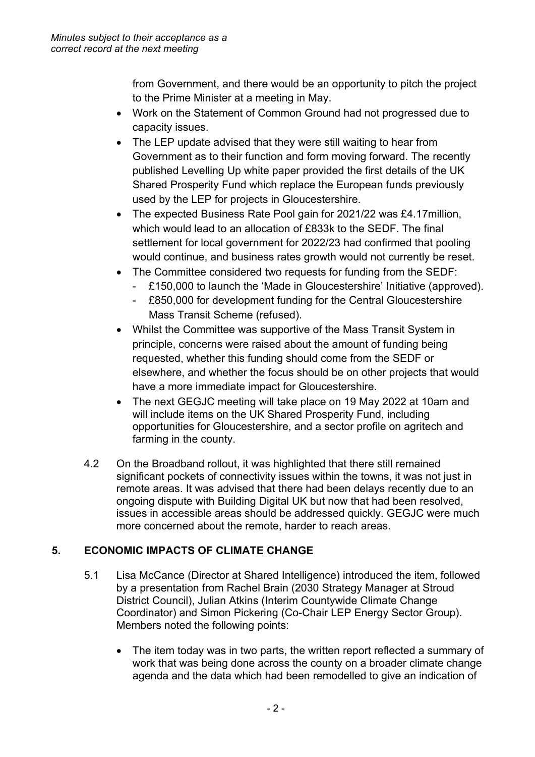from Government, and there would be an opportunity to pitch the project to the Prime Minister at a meeting in May.

- Work on the Statement of Common Ground had not progressed due to capacity issues.
- The LEP update advised that they were still waiting to hear from Government as to their function and form moving forward. The recently published Levelling Up white paper provided the first details of the UK Shared Prosperity Fund which replace the European funds previously used by the LEP for projects in Gloucestershire.
- The expected Business Rate Pool gain for 2021/22 was £4.17million, which would lead to an allocation of £833k to the SEDF. The final settlement for local government for 2022/23 had confirmed that pooling would continue, and business rates growth would not currently be reset.
- The Committee considered two requests for funding from the SEDF:
  - £150,000 to launch the 'Made in Gloucestershire' Initiative (approved).
  - £850,000 for development funding for the Central Gloucestershire Mass Transit Scheme (refused).
- Whilst the Committee was supportive of the Mass Transit System in principle, concerns were raised about the amount of funding being requested, whether this funding should come from the SEDF or elsewhere, and whether the focus should be on other projects that would have a more immediate impact for Gloucestershire.
- The next GEGJC meeting will take place on 19 May 2022 at 10am and will include items on the UK Shared Prosperity Fund, including opportunities for Gloucestershire, and a sector profile on agritech and farming in the county.

4.2 On the Broadband rollout, it was highlighted that there still remained significant pockets of connectivity issues within the towns, it was not just in remote areas. It was advised that there had been delays recently due to an ongoing dispute with Building Digital UK but now that had been resolved, issues in accessible areas should be addressed quickly. GEGJC were much more concerned about the remote, harder to reach areas.

## 5. ECONOMIC IMPACTS OF CLIMATE CHANGE

5.1 Lisa McCance (Director at Shared Intelligence) introduced the item, followed by a presentation from Rachel Brain (2030 Strategy Manager at Stroud District Council), Julian Atkins (Interim Countywide Climate Change Coordinator) and Simon Pickering (Co-Chair LEP Energy Sector Group). Members noted the following points:

- The item today was in two parts, the written report reflected a summary of work that was being done across the county on a broader climate change agenda and the data which had been remodelled to give an indication of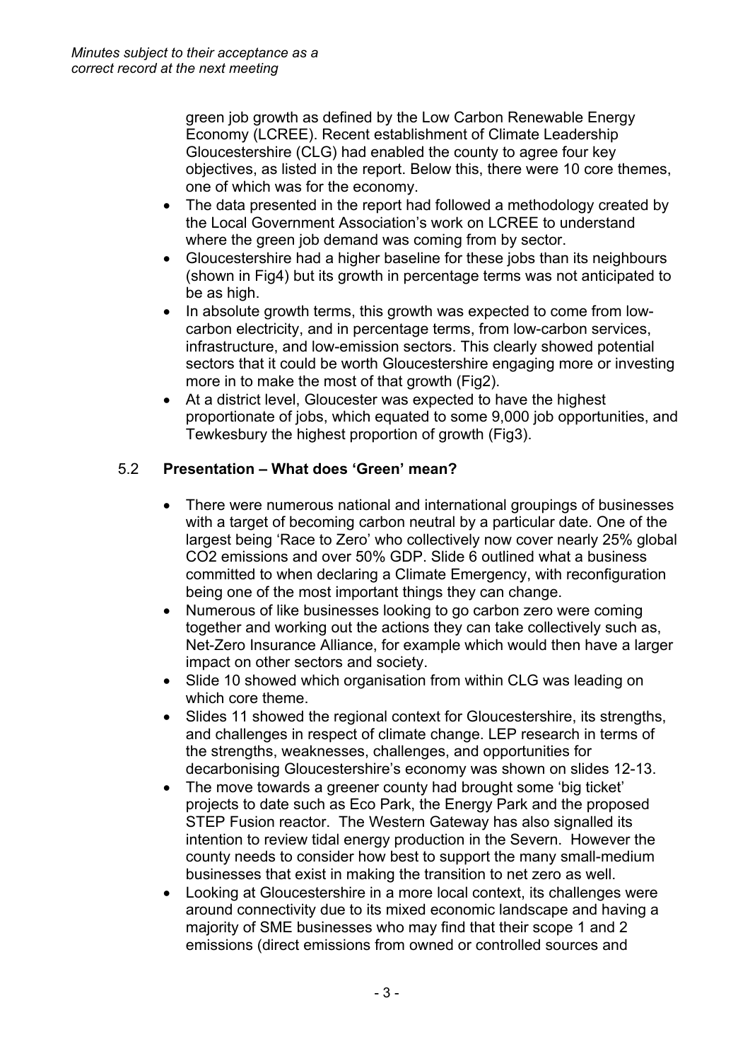green job growth as defined by the Low Carbon Renewable Energy Economy (LCREE). Recent establishment of Climate Leadership Gloucestershire (CLG) had enabled the county to agree four key objectives, as listed in the report. Below this, there were 10 core themes, one of which was for the economy.

- The data presented in the report had followed a methodology created by the Local Government Association's work on LCREE to understand where the green job demand was coming from by sector.
- Gloucestershire had a higher baseline for these jobs than its neighbours (shown in Fig4) but its growth in percentage terms was not anticipated to be as high.
- In absolute growth terms, this growth was expected to come from low-carbon electricity, and in percentage terms, from low-carbon services, infrastructure, and low-emission sectors. This clearly showed potential sectors that it could be worth Gloucestershire engaging more or investing more in to make the most of that growth (Fig2).
- At a district level, Gloucester was expected to have the highest proportionate of jobs, which equated to some 9,000 job opportunities, and Tewkesbury the highest proportion of growth (Fig3).

5.2 **Presentation – What does 'Green' mean?**

- There were numerous national and international groupings of businesses with a target of becoming carbon neutral by a particular date. One of the largest being 'Race to Zero' who collectively now cover nearly 25% global CO2 emissions and over 50% GDP. Slide 6 outlined what a business committed to when declaring a Climate Emergency, with reconfiguration being one of the most important things they can change.
- Numerous of like businesses looking to go carbon zero were coming together and working out the actions they can take collectively such as, Net-Zero Insurance Alliance, for example which would then have a larger impact on other sectors and society.
- Slide 10 showed which organisation from within CLG was leading on which core theme.
- Slides 11 showed the regional context for Gloucestershire, its strengths, and challenges in respect of climate change. LEP research in terms of the strengths, weaknesses, challenges, and opportunities for decarbonising Gloucestershire's economy was shown on slides 12-13.
- The move towards a greener county had brought some 'big ticket' projects to date such as Eco Park, the Energy Park and the proposed STEP Fusion reactor. The Western Gateway has also signalled its intention to review tidal energy production in the Severn. However the county needs to consider how best to support the many small-medium businesses that exist in making the transition to net zero as well.
- Looking at Gloucestershire in a more local context, its challenges were around connectivity due to its mixed economic landscape and having a majority of SME businesses who may find that their scope 1 and 2 emissions (direct emissions from owned or controlled sources and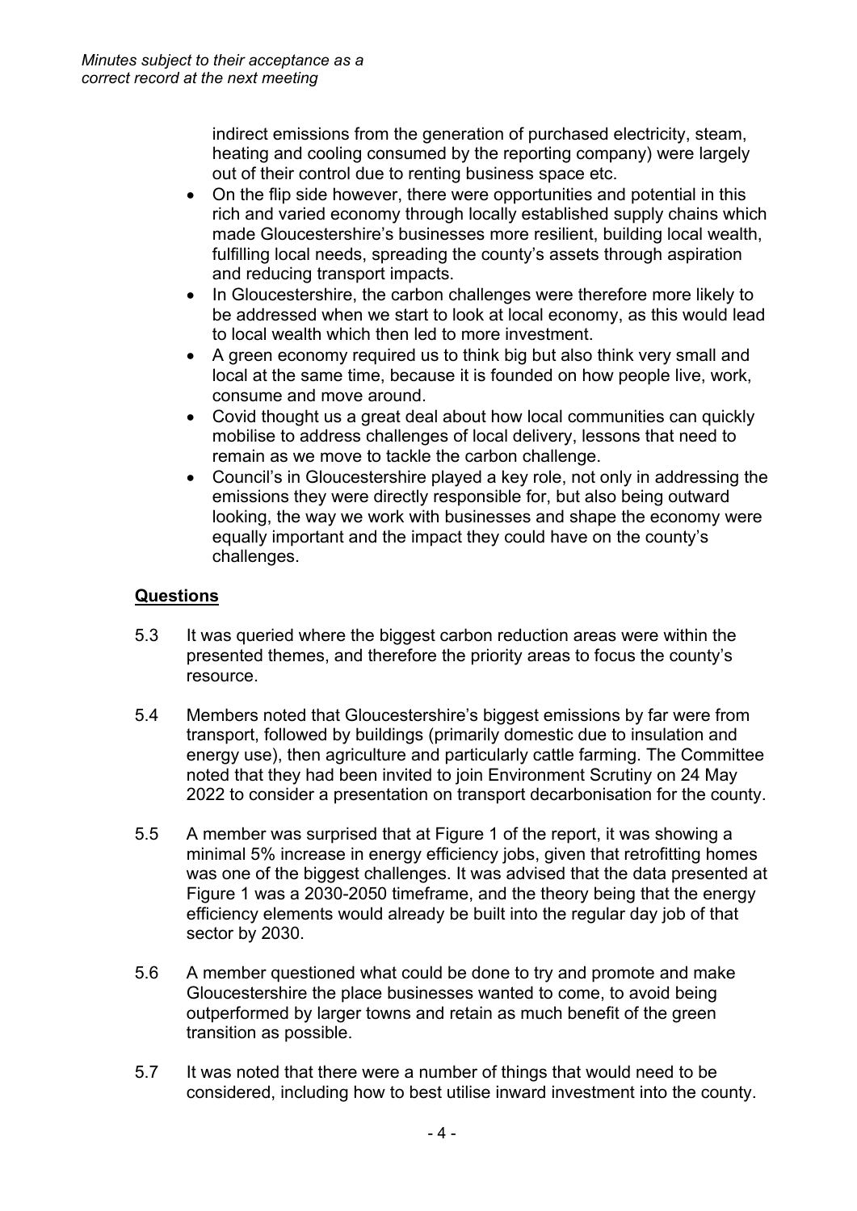indirect emissions from the generation of purchased electricity, steam, heating and cooling consumed by the reporting company) were largely out of their control due to renting business space etc.

- On the flip side however, there were opportunities and potential in this rich and varied economy through locally established supply chains which made Gloucestershire's businesses more resilient, building local wealth, fulfilling local needs, spreading the county's assets through aspiration and reducing transport impacts.
- In Gloucestershire, the carbon challenges were therefore more likely to be addressed when we start to look at local economy, as this would lead to local wealth which then led to more investment.
- A green economy required us to think big but also think very small and local at the same time, because it is founded on how people live, work, consume and move around.
- Covid thought us a great deal about how local communities can quickly mobilise to address challenges of local delivery, lessons that need to remain as we move to tackle the carbon challenge.
- Council's in Gloucestershire played a key role, not only in addressing the emissions they were directly responsible for, but also being outward looking, the way we work with businesses and shape the economy were equally important and the impact they could have on the county's challenges.

**Questions**

5.3 It was queried where the biggest carbon reduction areas were within the presented themes, and therefore the priority areas to focus the county's resource.

5.4 Members noted that Gloucestershire's biggest emissions by far were from transport, followed by buildings (primarily domestic due to insulation and energy use), then agriculture and particularly cattle farming. The Committee noted that they had been invited to join Environment Scrutiny on 24 May 2022 to consider a presentation on transport decarbonisation for the county.

5.5 A member was surprised that at Figure 1 of the report, it was showing a minimal 5% increase in energy efficiency jobs, given that retrofitting homes was one of the biggest challenges. It was advised that the data presented at Figure 1 was a 2030-2050 timeframe, and the theory being that the energy efficiency elements would already be built into the regular day job of that sector by 2030.

5.6 A member questioned what could be done to try and promote and make Gloucestershire the place businesses wanted to come, to avoid being outperformed by larger towns and retain as much benefit of the green transition as possible.

5.7 It was noted that there were a number of things that would need to be considered, including how to best utilise inward investment into the county.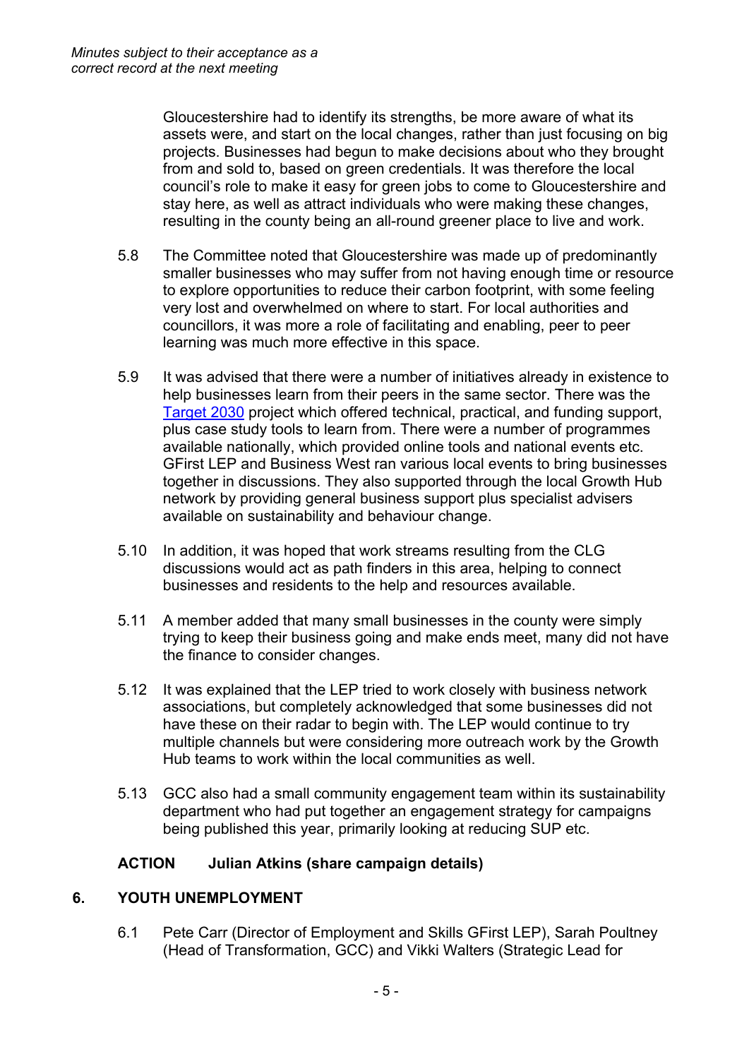Gloucestershire had to identify its strengths, be more aware of what its assets were, and start on the local changes, rather than just focusing on big projects. Businesses had begun to make decisions about who they brought from and sold to, based on green credentials. It was therefore the local council's role to make it easy for green jobs to come to Gloucestershire and stay here, as well as attract individuals who were making these changes, resulting in the county being an all-round greener place to live and work.

5.8 The Committee noted that Gloucestershire was made up of predominantly smaller businesses who may suffer from not having enough time or resource to explore opportunities to reduce their carbon footprint, with some feeling very lost and overwhelmed on where to start. For local authorities and councillors, it was more a role of facilitating and enabling, peer to peer learning was much more effective in this space.

5.9 It was advised that there were a number of initiatives already in existence to help businesses learn from their peers in the same sector. There was the Target 2030 project which offered technical, practical, and funding support, plus case study tools to learn from. There were a number of programmes available nationally, which provided online tools and national events etc. GFirst LEP and Business West ran various local events to bring businesses together in discussions. They also supported through the local Growth Hub network by providing general business support plus specialist advisers available on sustainability and behaviour change.

5.10 In addition, it was hoped that work streams resulting from the CLG discussions would act as path finders in this area, helping to connect businesses and residents to the help and resources available.

5.11 A member added that many small businesses in the county were simply trying to keep their business going and make ends meet, many did not have the finance to consider changes.

5.12 It was explained that the LEP tried to work closely with business network associations, but completely acknowledged that some businesses did not have these on their radar to begin with. The LEP would continue to try multiple channels but were considering more outreach work by the Growth Hub teams to work within the local communities as well.

5.13 GCC also had a small community engagement team within its sustainability department who had put together an engagement strategy for campaigns being published this year, primarily looking at reducing SUP etc.

**ACTION Julian Atkins (share campaign details)**

## 6. YOUTH UNEMPLOYMENT

6.1 Pete Carr (Director of Employment and Skills GFirst LEP), Sarah Poultney (Head of Transformation, GCC) and Vikki Walters (Strategic Lead for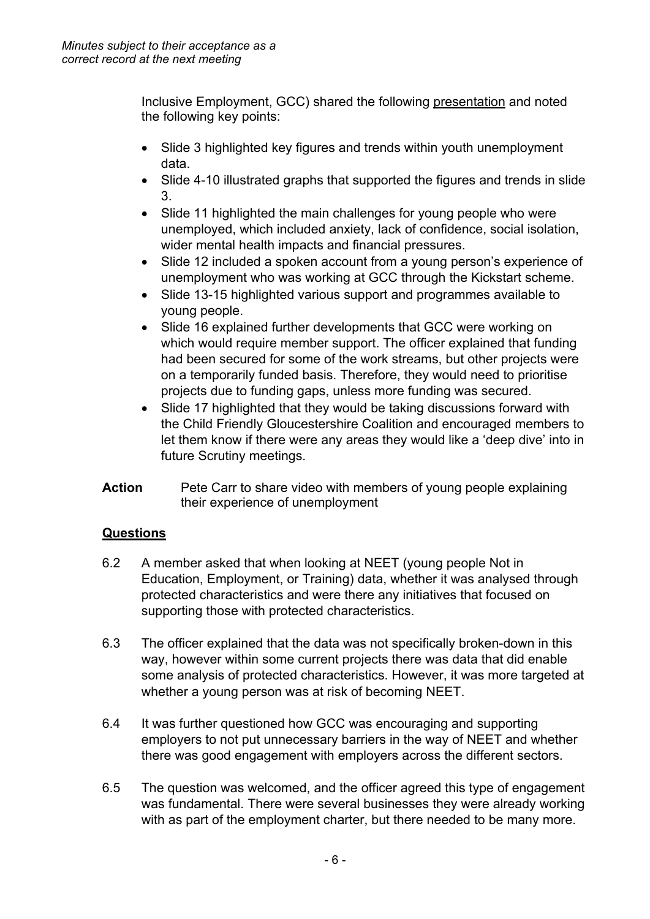*Minutes subject to their acceptance as a correct record at the next meeting*

Inclusive Employment, GCC) shared the following presentation and noted the following key points:

- Slide 3 highlighted key figures and trends within youth unemployment data.
- Slide 4-10 illustrated graphs that supported the figures and trends in slide 3.
- Slide 11 highlighted the main challenges for young people who were unemployed, which included anxiety, lack of confidence, social isolation, wider mental health impacts and financial pressures.
- Slide 12 included a spoken account from a young person's experience of unemployment who was working at GCC through the Kickstart scheme.
- Slide 13-15 highlighted various support and programmes available to young people.
- Slide 16 explained further developments that GCC were working on which would require member support. The officer explained that funding had been secured for some of the work streams, but other projects were on a temporarily funded basis. Therefore, they would need to prioritise projects due to funding gaps, unless more funding was secured.
- Slide 17 highlighted that they would be taking discussions forward with the Child Friendly Gloucestershire Coalition and encouraged members to let them know if there were any areas they would like a 'deep dive' into in future Scrutiny meetings.

**Action** Pete Carr to share video with members of young people explaining their experience of unemployment

## Questions

6.2 A member asked that when looking at NEET (young people Not in Education, Employment, or Training) data, whether it was analysed through protected characteristics and were there any initiatives that focused on supporting those with protected characteristics.

6.3 The officer explained that the data was not specifically broken-down in this way, however within some current projects there was data that did enable some analysis of protected characteristics. However, it was more targeted at whether a young person was at risk of becoming NEET.

6.4 It was further questioned how GCC was encouraging and supporting employers to not put unnecessary barriers in the way of NEET and whether there was good engagement with employers across the different sectors.

6.5 The question was welcomed, and the officer agreed this type of engagement was fundamental. There were several businesses they were already working with as part of the employment charter, but there needed to be many more.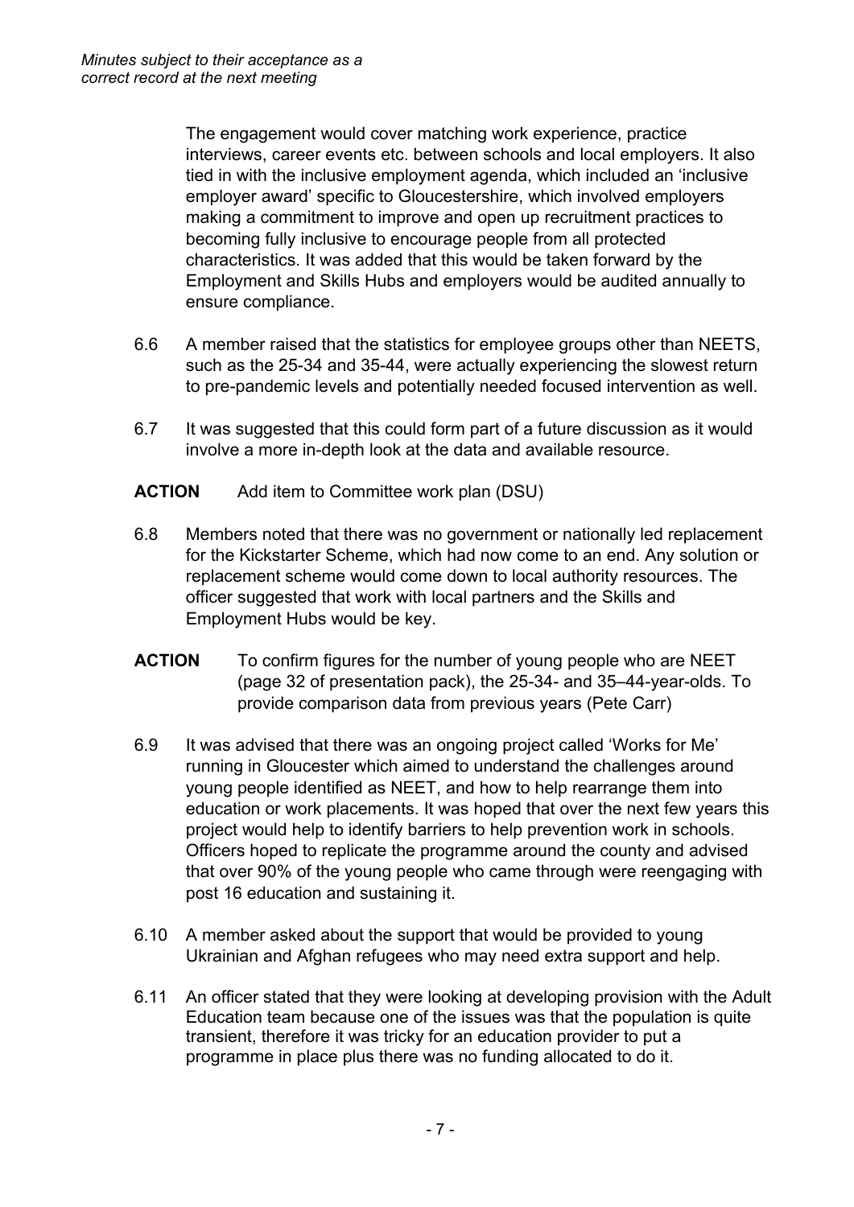*Minutes subject to their acceptance as a correct record at the next meeting*

The engagement would cover matching work experience, practice interviews, career events etc. between schools and local employers. It also tied in with the inclusive employment agenda, which included an 'inclusive employer award' specific to Gloucestershire, which involved employers making a commitment to improve and open up recruitment practices to becoming fully inclusive to encourage people from all protected characteristics. It was added that this would be taken forward by the Employment and Skills Hubs and employers would be audited annually to ensure compliance.

6.6 A member raised that the statistics for employee groups other than NEETS, such as the 25-34 and 35-44, were actually experiencing the slowest return to pre-pandemic levels and potentially needed focused intervention as well.

6.7 It was suggested that this could form part of a future discussion as it would involve a more in-depth look at the data and available resource.

**ACTION** Add item to Committee work plan (DSU)

6.8 Members noted that there was no government or nationally led replacement for the Kickstarter Scheme, which had now come to an end. Any solution or replacement scheme would come down to local authority resources. The officer suggested that work with local partners and the Skills and Employment Hubs would be key.

**ACTION** To confirm figures for the number of young people who are NEET (page 32 of presentation pack), the 25-34- and 35–44-year-olds. To provide comparison data from previous years (Pete Carr)

6.9 It was advised that there was an ongoing project called 'Works for Me' running in Gloucester which aimed to understand the challenges around young people identified as NEET, and how to help rearrange them into education or work placements. It was hoped that over the next few years this project would help to identify barriers to help prevention work in schools. Officers hoped to replicate the programme around the county and advised that over 90% of the young people who came through were reengaging with post 16 education and sustaining it.

6.10 A member asked about the support that would be provided to young Ukrainian and Afghan refugees who may need extra support and help.

6.11 An officer stated that they were looking at developing provision with the Adult Education team because one of the issues was that the population is quite transient, therefore it was tricky for an education provider to put a programme in place plus there was no funding allocated to do it.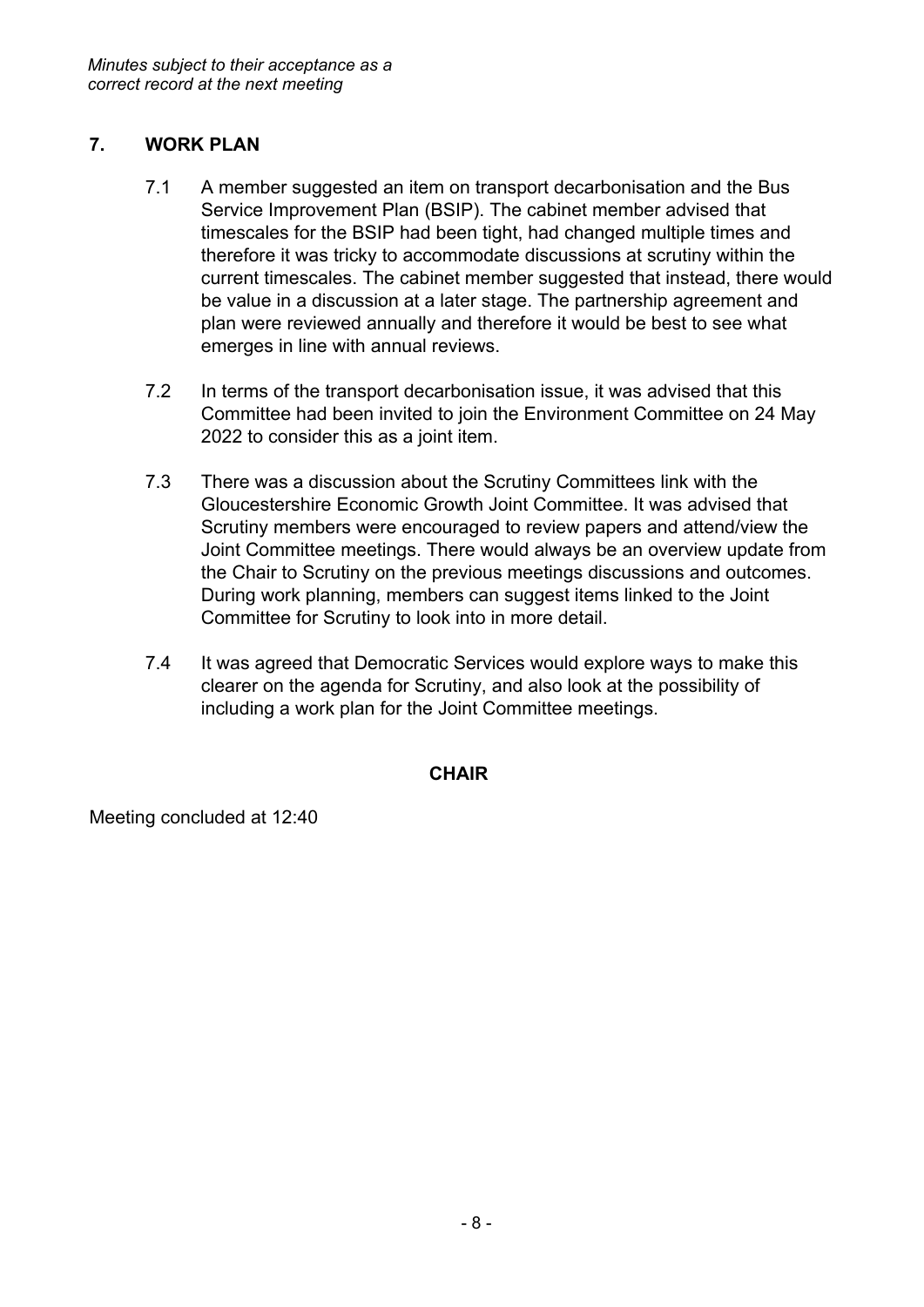*Minutes subject to their acceptance as a correct record at the next meeting*

## 7. WORK PLAN

7.1 A member suggested an item on transport decarbonisation and the Bus Service Improvement Plan (BSIP). The cabinet member advised that timescales for the BSIP had been tight, had changed multiple times and therefore it was tricky to accommodate discussions at scrutiny within the current timescales. The cabinet member suggested that instead, there would be value in a discussion at a later stage. The partnership agreement and plan were reviewed annually and therefore it would be best to see what emerges in line with annual reviews.

7.2 In terms of the transport decarbonisation issue, it was advised that this Committee had been invited to join the Environment Committee on 24 May 2022 to consider this as a joint item.

7.3 There was a discussion about the Scrutiny Committees link with the Gloucestershire Economic Growth Joint Committee. It was advised that Scrutiny members were encouraged to review papers and attend/view the Joint Committee meetings. There would always be an overview update from the Chair to Scrutiny on the previous meetings discussions and outcomes. During work planning, members can suggest items linked to the Joint Committee for Scrutiny to look into in more detail.

7.4 It was agreed that Democratic Services would explore ways to make this clearer on the agenda for Scrutiny, and also look at the possibility of including a work plan for the Joint Committee meetings.

**CHAIR**

Meeting concluded at 12:40